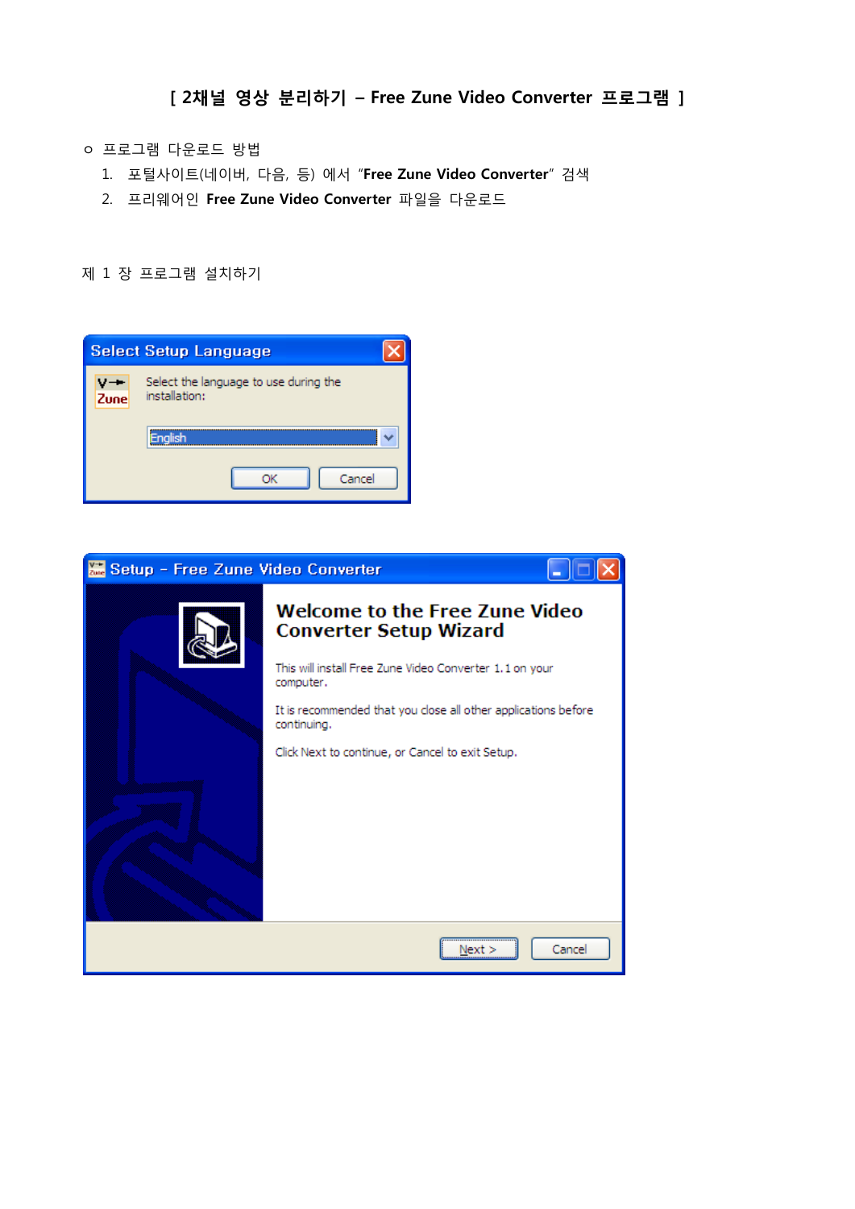# [ 2채널 영상 분리하기 – Free Zune Video Converter 프로그램 ]

o 프로그램 다운로드 방법

1. 포털사이트(네이버, 다음, 등) 에서 "**Free Zune Video Converter**" 검색
2. 프리웨어인 **Free Zune Video Converter** 파일을 다운로드

제 1 장 프로그램 설치하기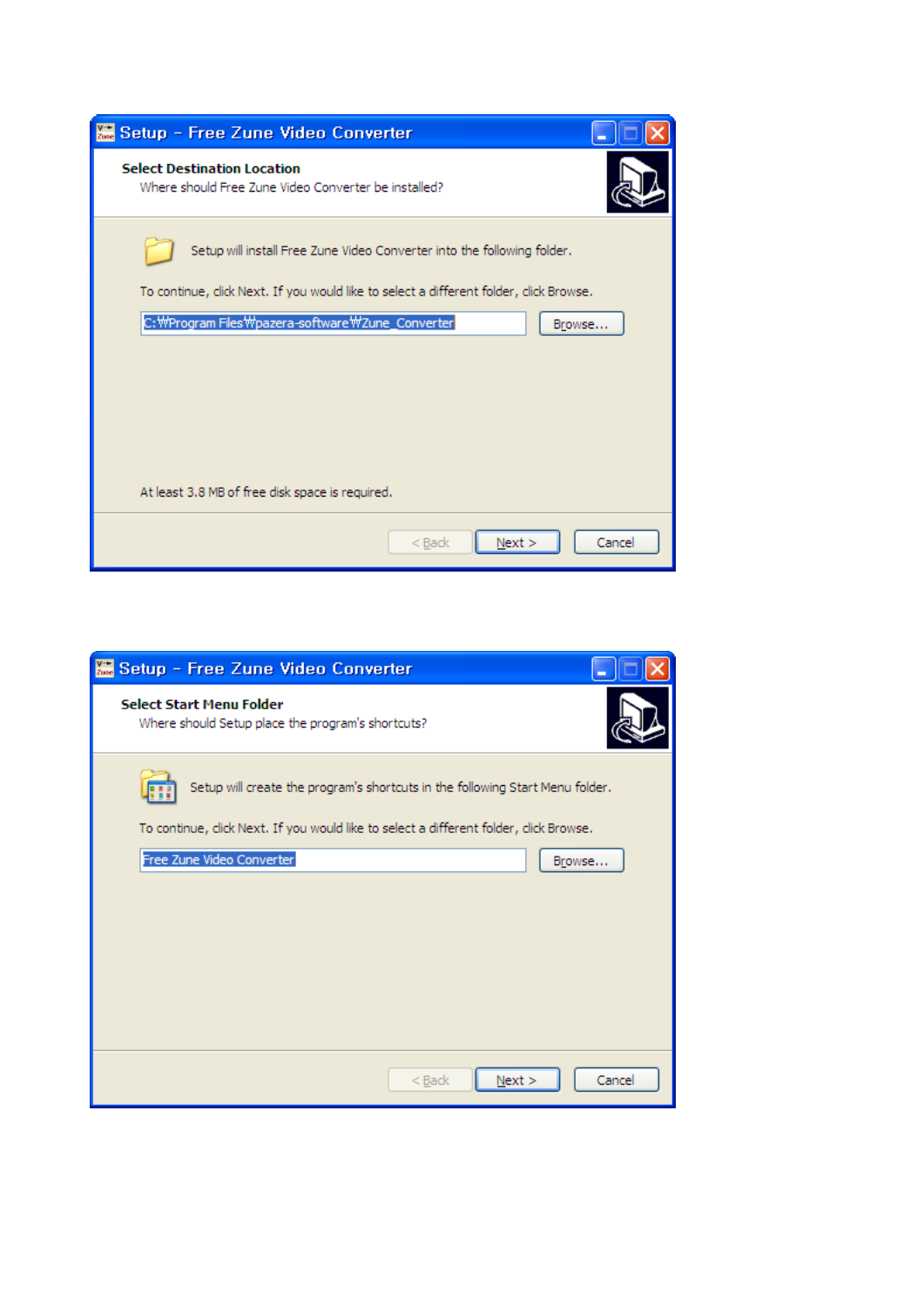**Setup - Free Zune Video Converter**

**Select Destination Location**

Where should Free Zune Video Converter be installed?

Setup will install Free Zune Video Converter into the following folder.

To continue, click Next. If you would like to select a different folder, click Browse.

C:\Program Files\pazera-software\Zune_Converter

Browse...

At least 3.8 MB of free disk space is required.

< Back | Next > | Cancel

**Setup - Free Zune Video Converter**

**Select Start Menu Folder**

Where should Setup place the program's shortcuts?

Setup will create the program's shortcuts in the following Start Menu folder.

To continue, click Next. If you would like to select a different folder, click Browse.

Free Zune Video Converter

Browse...

< Back | Next > | Cancel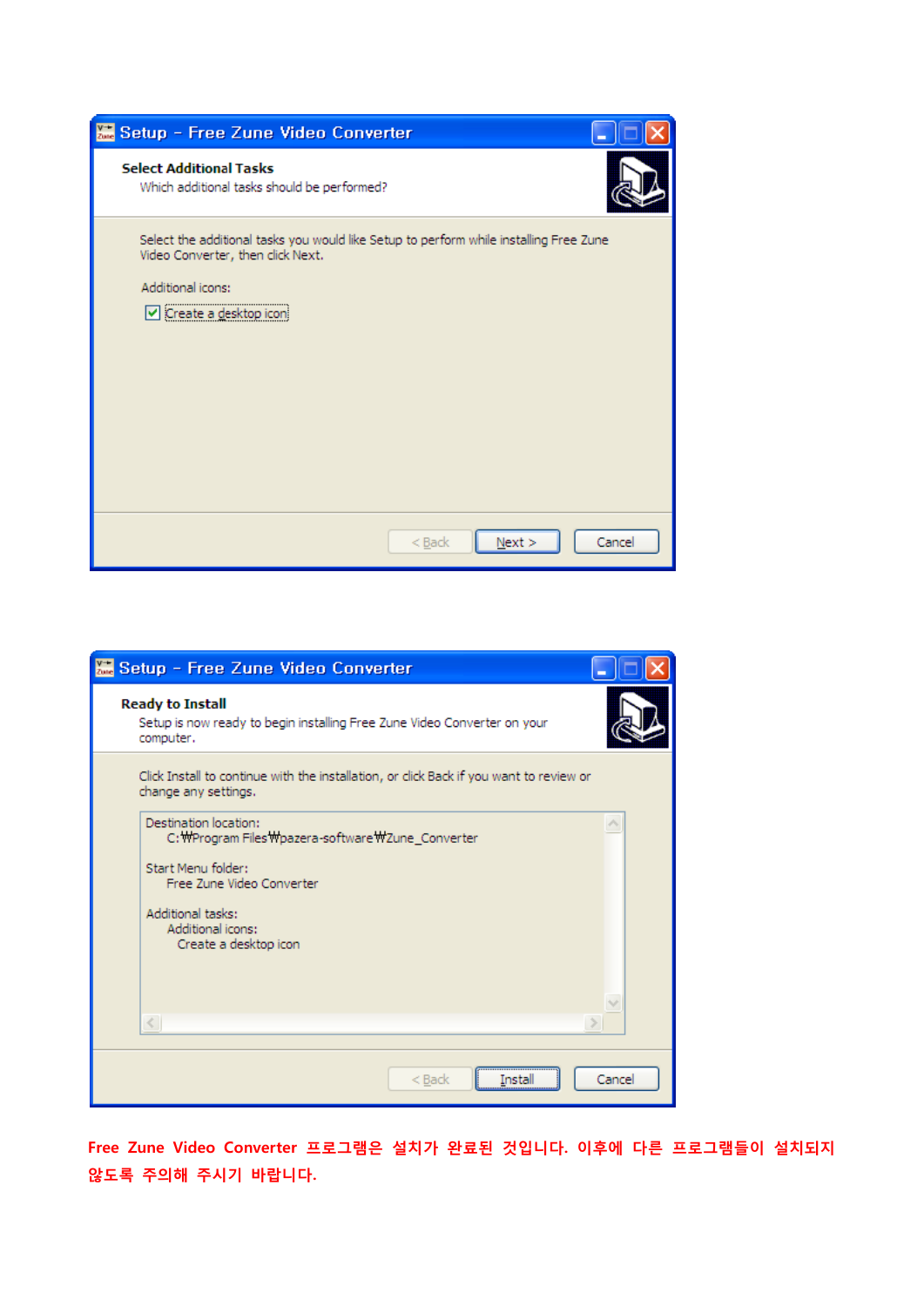Setup - Free Zune Video Converter

**Select Additional Tasks**

Which additional tasks should be performed?

Select the additional tasks you would like Setup to perform while installing Free Zune Video Converter, then click Next.

Additional icons:

- [x] Create a desktop icon

< Back | Next > | Cancel

Setup - Free Zune Video Converter

**Ready to Install**

Setup is now ready to begin installing Free Zune Video Converter on your computer.

Click Install to continue with the installation, or click Back if you want to review or change any settings.

```
Destination location:
    C:₩Program Files₩pazera-software₩Zune_Converter

Start Menu folder:
    Free Zune Video Converter

Additional tasks:
    Additional icons:
      Create a desktop icon
```

< Back | Install | Cancel

**Free Zune Video Converter 프로그램은 설치가 완료된 것입니다. 이후에 다른 프로그램들이 설치되지 않도록 주의해 주시기 바랍니다.**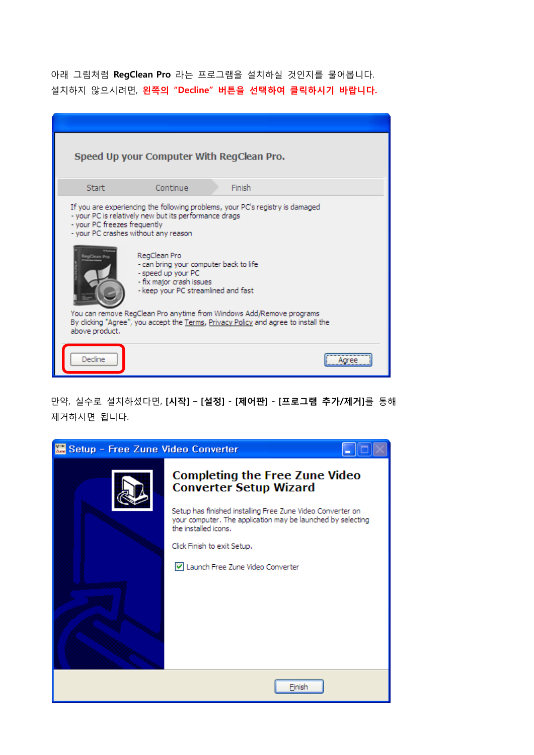아래 그림처럼 **RegClean Pro** 라는 프로그램을 설치하실 것인지를 물어봅니다.
설치하지 않으시려면, **왼쪽의 "Decline" 버튼을 선택하여 클릭하시기 바랍니다.**

Speed Up your Computer With RegClean Pro.

Start Continue Finish

If you are experiencing the following problems, your PC's registry is damaged
- your PC is relatively new but its performance drags
- your PC freezes frequently
- your PC crashes without any reason

RegClean Pro
- can bring your computer back to life
- speed up your PC
- fix major crash issues
- keep your PC streamlined and fast

You can remove RegClean Pro anytime from Windows Add/Remove programs
By clicking "Agree", you accept the Terms, Privacy Policy and agree to install the above product.

Decline Agree

만약, 실수로 설치하셨다면, **[시작] – [설정] - [제어판] - [프로그램 추가/제거]**를 통해 제거하시면 됩니다.

Setup - Free Zune Video Converter

**Completing the Free Zune Video Converter Setup Wizard**

Setup has finished installing Free Zune Video Converter on your computer. The application may be launched by selecting the installed icons.

Click Finish to exit Setup.

☑ Launch Free Zune Video Converter

Finish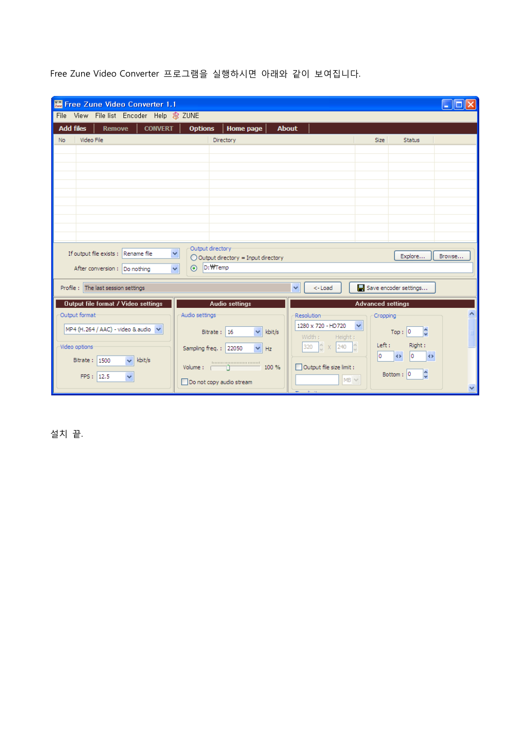Free Zune Video Converter 프로그램을 실행하시면 아래와 같이 보여집니다.

설치 끝.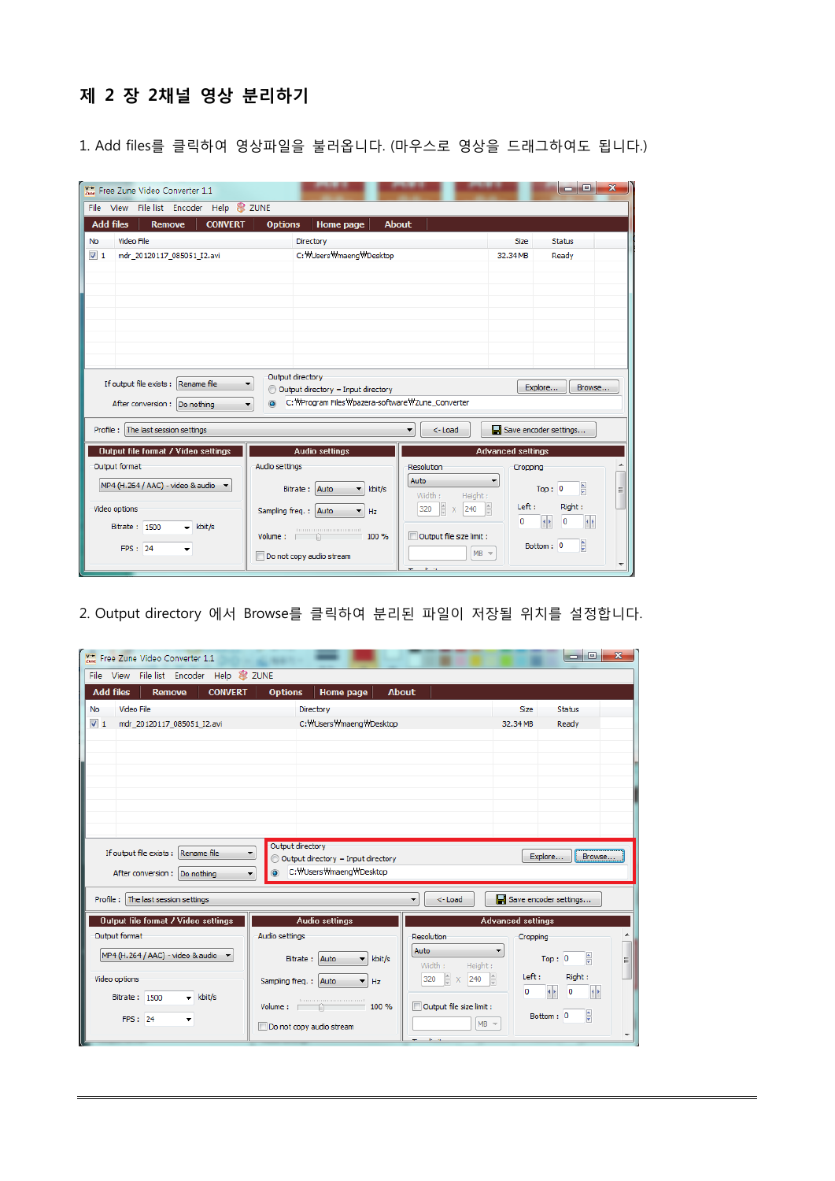# 제 2 장 2채널 영상 분리하기

1. Add files를 클릭하여 영상파일을 불러옵니다. (마우스로 영상을 드래그하여도 됩니다.)

2. Output directory 에서 Browse를 클릭하여 분리된 파일이 저장될 위치를 설정합니다.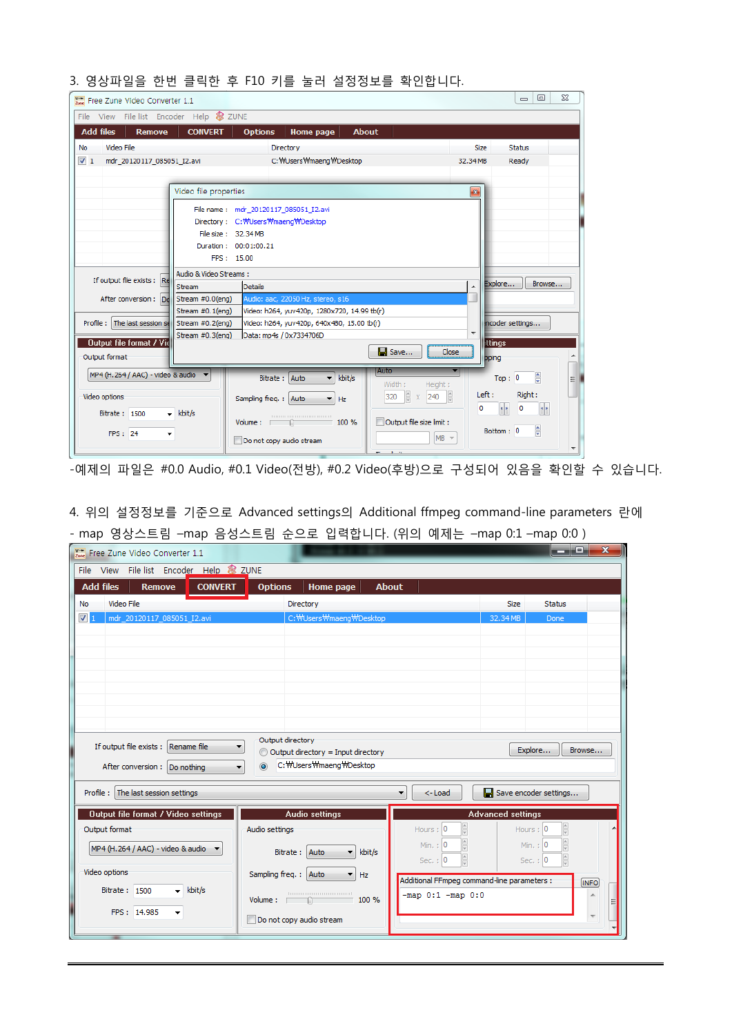3. 영상파일을 한번 클릭한 후 F10 키를 눌러 설정정보를 확인합니다.

-예제의 파일은 #0.0 Audio, #0.1 Video(전방), #0.2 Video(후방)으로 구성되어 있음을 확인할 수 있습니다.

4. 위의 설정정보를 기준으로 Advanced settings의 Additional ffmpeg command-line parameters 란에

- map 영상스트림 –map 음성스트림 순으로 입력합니다. (위의 예제는 –map 0:1 –map 0:0 )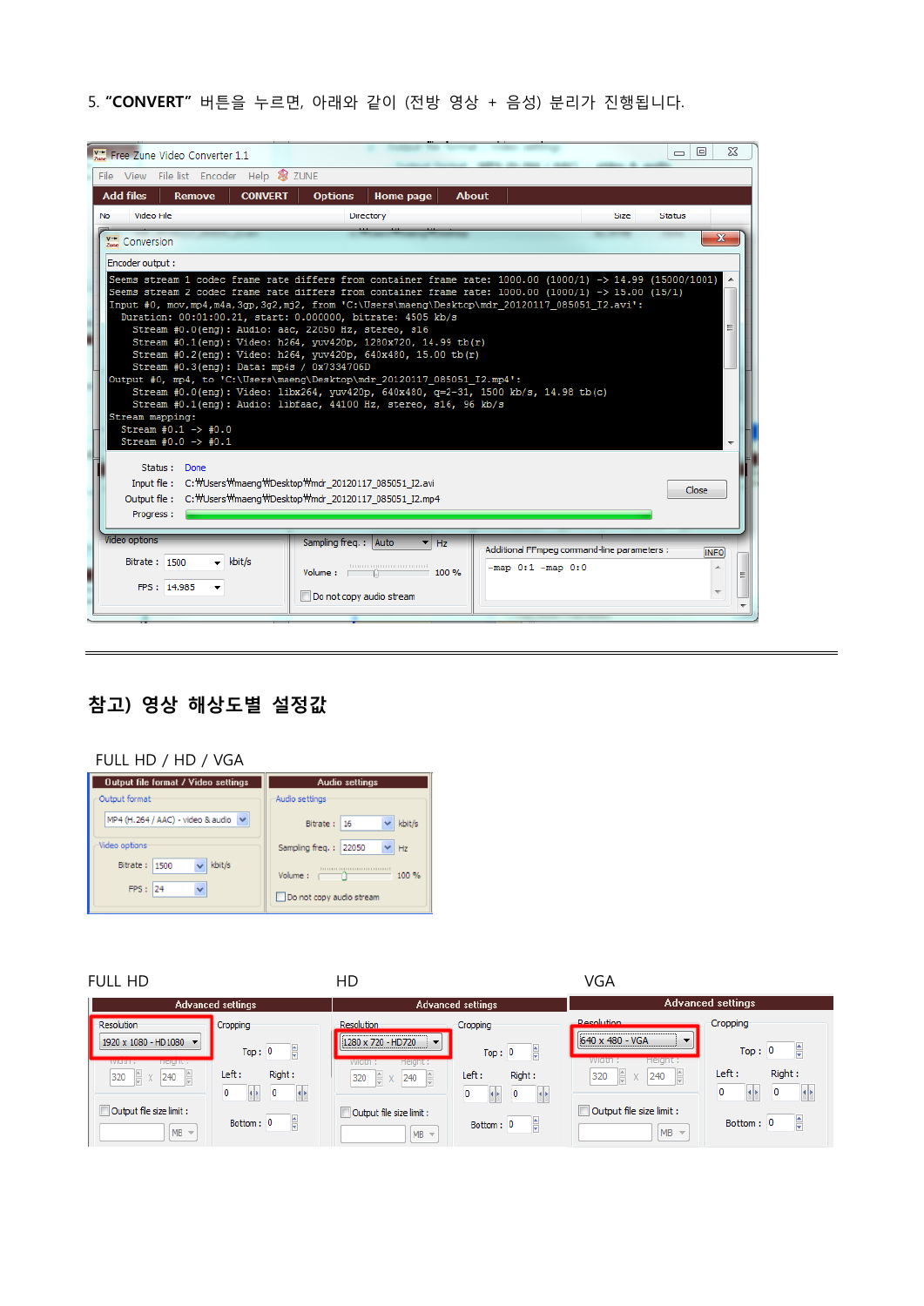5. **"CONVERT"** 버튼을 누르면, 아래와 같이 (전방 영상 + 음성) 분리가 진행됩니다.

Free Zune Video Converter 1.1

Conversion

Encoder output :

```
Seems stream 1 codec frame rate differs from container frame rate: 1000.00 (1000/1) -> 14.99 (15000/1001)
Seems stream 2 codec frame rate differs from container frame rate: 1000.00 (1000/1) -> 15.00 (15/1)
Input #0, mov,mp4,m4a,3gp,3g2,mj2, from 'C:\Users\maeng\Desktop\mdr_20120117_085051_I2.avi':
  Duration: 00:01:00.21, start: 0.000000, bitrate: 4505 kb/s
    Stream #0.0(eng): Audio: aac, 22050 Hz, stereo, s16
    Stream #0.1(eng): Video: h264, yuv420p, 1280x720, 14.99 tb(r)
    Stream #0.2(eng): Video: h264, yuv420p, 640x480, 15.00 tb(r)
    Stream #0.3(eng): Data: mp4s / 0x7334706D
Output #0, mp4, to 'C:\Users\maeng\Desktop\mdr_20120117_085051_I2.mp4':
    Stream #0.0(eng): Video: libx264, yuv420p, 640x480, q=2-31, 1500 kb/s, 14.98 tb(c)
    Stream #0.1(eng): Audio: libfaac, 44100 Hz, stereo, s16, 96 kb/s
Stream mapping:
  Stream #0.1 -> #0.0
  Stream #0.0 -> #0.1
```

Status : Done
Input file : C:₩Users₩maeng₩Desktop₩mdr_20120117_085051_I2.avi
Output file : C:₩Users₩maeng₩Desktop₩mdr_20120117_085051_I2.mp4
Progress :

Additional FFmpeg command-line parameters : -map 0:1 -map 0:0

---

## 참고) 영상 해상도별 설정값

FULL HD / HD / VGA

| Output file format / Video settings | Audio settings |
|---|---|
| Output format: MP4 (H.264 / AAC) - video & audio | Bitrate : 16 kbit/s |
| Bitrate : 1500 kbit/s | Sampling freq. : 22050 Hz |
| FPS : 24 | Volume : 100 % |

| FULL HD | HD | VGA |
|---|---|---|
| Resolution: 1920 x 1080 - HD1080 | Resolution: 1280 x 720 - HD720 | Resolution: 640 x 480 - VGA |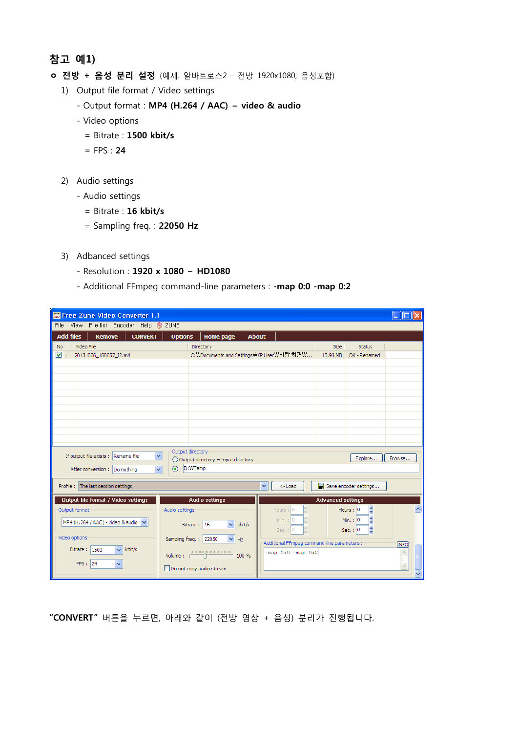## 참고 예1)

**ㅇ 전방 + 음성 분리 설정** (예제. 알바트로스2 – 전방 1920x1080, 음성포함)

1) Output file format / Video settings
   - Output format : **MP4 (H.264 / AAC) – video & audio**
   - Video options
     = Bitrate : **1500 kbit/s**
     = FPS : **24**

2) Audio settings
   - Audio settings
     = Bitrate : **16 kbit/s**
     = Sampling freq. : **22050 Hz**

3) Adbanced settings
   - Resolution : **1920 x 1080 – HD1080**
   - Additional FFmpeg command-line parameters : **-map 0:0 -map 0:2**

**"CONVERT"** 버튼을 누르면, 아래와 같이 (전방 영상 + 음성) 분리가 진행됩니다.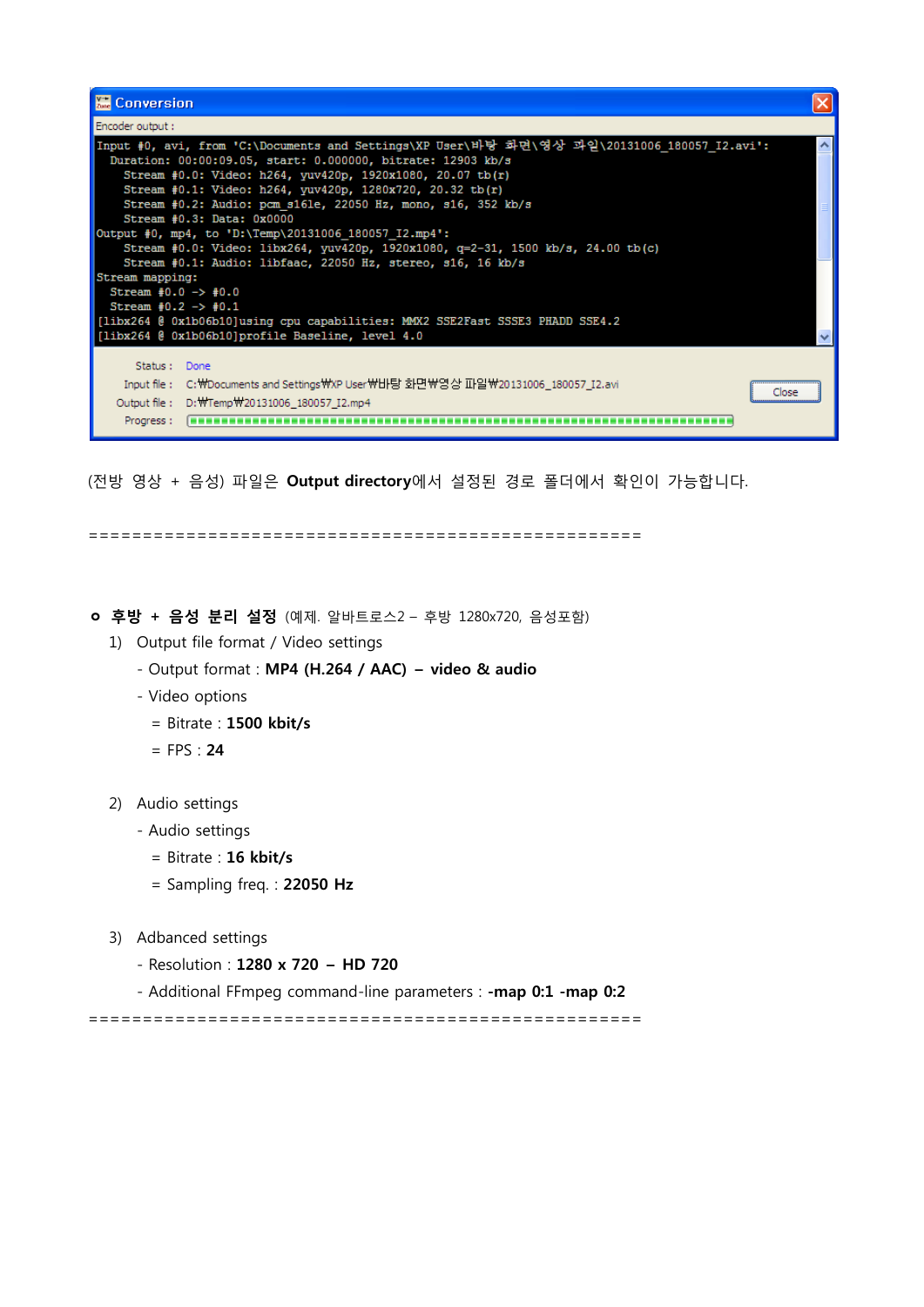Conversion

Encoder output :

```
Input #0, avi, from 'C:\Documents and Settings\XP User\바탕 화면\영상 파일\20131006_180057_I2.avi':
  Duration: 00:00:09.05, start: 0.000000, bitrate: 12903 kb/s
    Stream #0.0: Video: h264, yuv420p, 1920x1080, 20.07 tb(r)
    Stream #0.1: Video: h264, yuv420p, 1280x720, 20.32 tb(r)
    Stream #0.2: Audio: pcm_s16le, 22050 Hz, mono, s16, 352 kb/s
    Stream #0.3: Data: 0x0000
Output #0, mp4, to 'D:\Temp\20131006_180057_I2.mp4':
    Stream #0.0: Video: libx264, yuv420p, 1920x1080, q=2-31, 1500 kb/s, 24.00 tb(c)
    Stream #0.1: Audio: libfaac, 22050 Hz, stereo, s16, 16 kb/s
Stream mapping:
  Stream #0.0 -> #0.0
  Stream #0.2 -> #0.1
[libx264 @ 0x1b06b10]using cpu capabilities: MMX2 SSE2Fast SSSE3 PHADD SSE4.2
[libx264 @ 0x1b06b10]profile Baseline, level 4.0
```

Status : Done

Input file : C:₩Documents and Settings₩XP User₩바탕 화면₩영상 파일₩20131006_180057_I2.avi

Output file : D:₩Temp₩20131006_180057_I2.mp4

Progress :

Close

(전방 영상 + 음성) 파일은 **Output directory**에서 설정된 경로 폴더에서 확인이 가능합니다.

=====================================================

- **후방 + 음성 분리 설정** (예제. 알바트로스2 – 후방 1280x720, 음성포함)
  1) Output file format / Video settings
     - Output format : **MP4 (H.264 / AAC) – video & audio**
     - Video options
       = Bitrate : **1500 kbit/s**
       = FPS : **24**

  2) Audio settings
     - Audio settings
       = Bitrate : **16 kbit/s**
       = Sampling freq. : **22050 Hz**

  3) Adbanced settings
     - Resolution : **1280 x 720 – HD 720**
     - Additional FFmpeg command-line parameters : **-map 0:1 -map 0:2**

=====================================================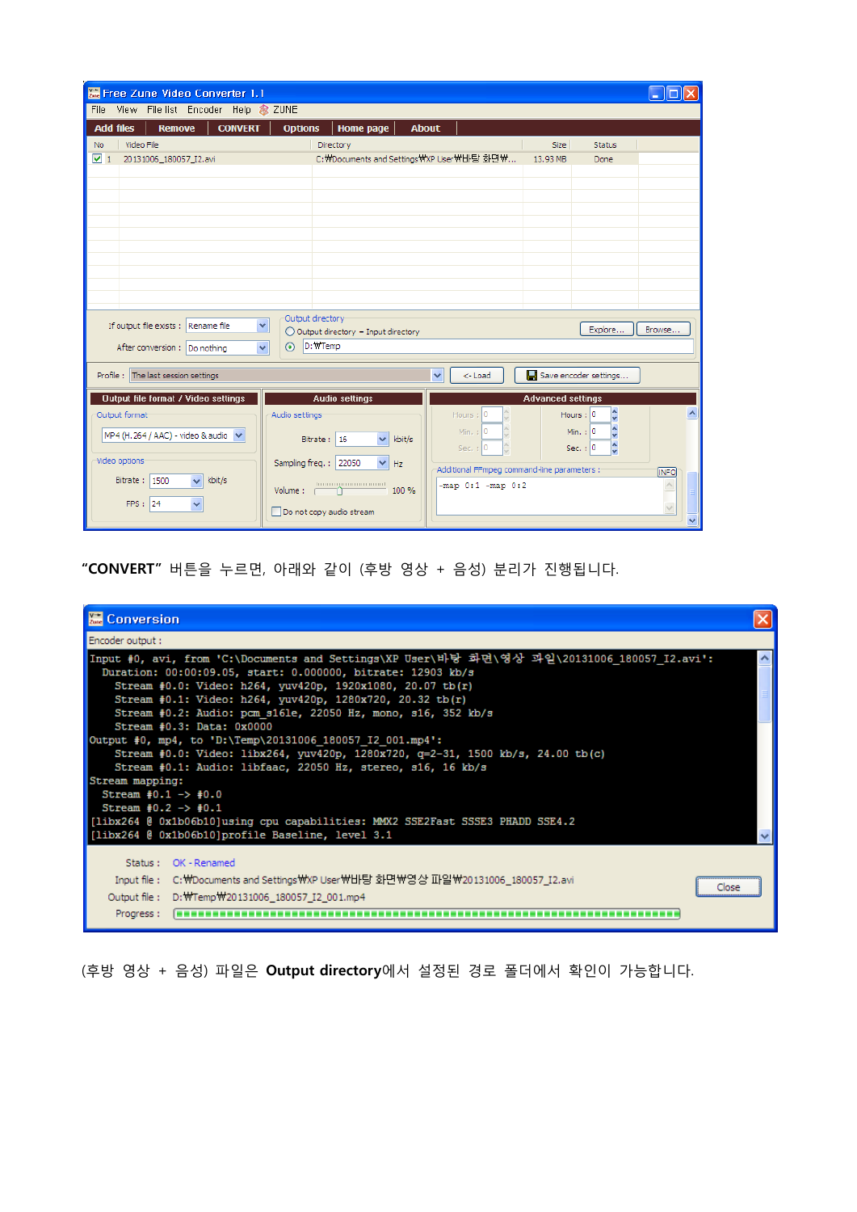**"CONVERT"** 버튼을 누르면, 아래와 같이 (후방 영상 + 음성) 분리가 진행됩니다.

(후방 영상 + 음성) 파일은 **Output directory**에서 설정된 경로 폴더에서 확인이 가능합니다.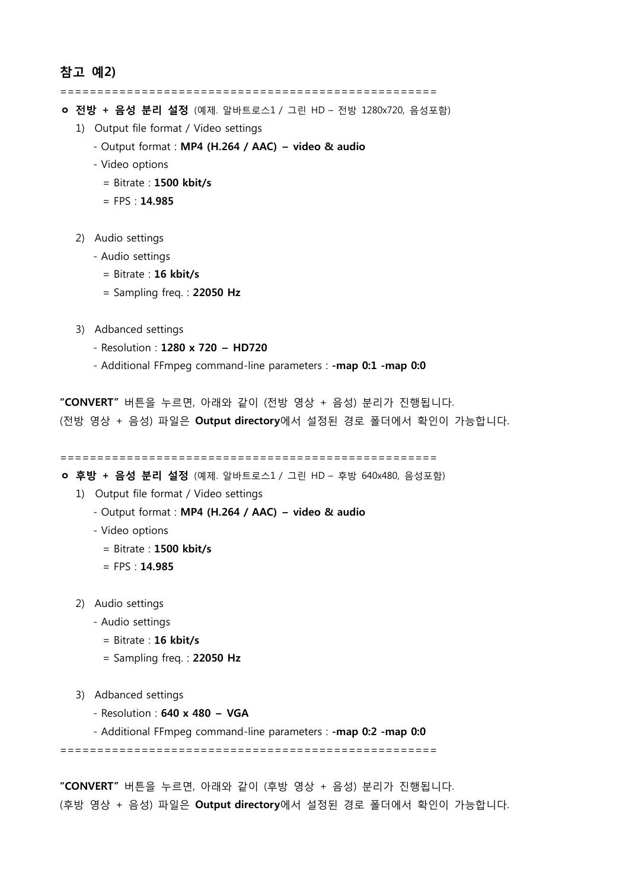### 참고 예2)

====================================================

- **전방 + 음성 분리 설정** (예제. 알바트로스1 / 그린 HD – 전방 1280x720, 음성포함)
  1) Output file format / Video settings
     - Output format : **MP4 (H.264 / AAC) – video & audio**
     - Video options
       = Bitrate : **1500 kbit/s**
       = FPS : **14.985**

  2) Audio settings
     - Audio settings
       = Bitrate : **16 kbit/s**
       = Sampling freq. : **22050 Hz**

  3) Adbanced settings
     - Resolution : **1280 x 720 – HD720**
     - Additional FFmpeg command-line parameters : **-map 0:1 -map 0:0**

**"CONVERT"** 버튼을 누르면, 아래와 같이 (전방 영상 + 음성) 분리가 진행됩니다.
(전방 영상 + 음성) 파일은 **Output directory**에서 설정된 경로 폴더에서 확인이 가능합니다.

====================================================

- **후방 + 음성 분리 설정** (예제. 알바트로스1 / 그린 HD – 후방 640x480, 음성포함)
  1) Output file format / Video settings
     - Output format : **MP4 (H.264 / AAC) – video & audio**
     - Video options
       = Bitrate : **1500 kbit/s**
       = FPS : **14.985**

  2) Audio settings
     - Audio settings
       = Bitrate : **16 kbit/s**
       = Sampling freq. : **22050 Hz**

  3) Adbanced settings
     - Resolution : **640 x 480 – VGA**
     - Additional FFmpeg command-line parameters : **-map 0:2 -map 0:0**

====================================================

**"CONVERT"** 버튼을 누르면, 아래와 같이 (후방 영상 + 음성) 분리가 진행됩니다.
(후방 영상 + 음성) 파일은 **Output directory**에서 설정된 경로 폴더에서 확인이 가능합니다.